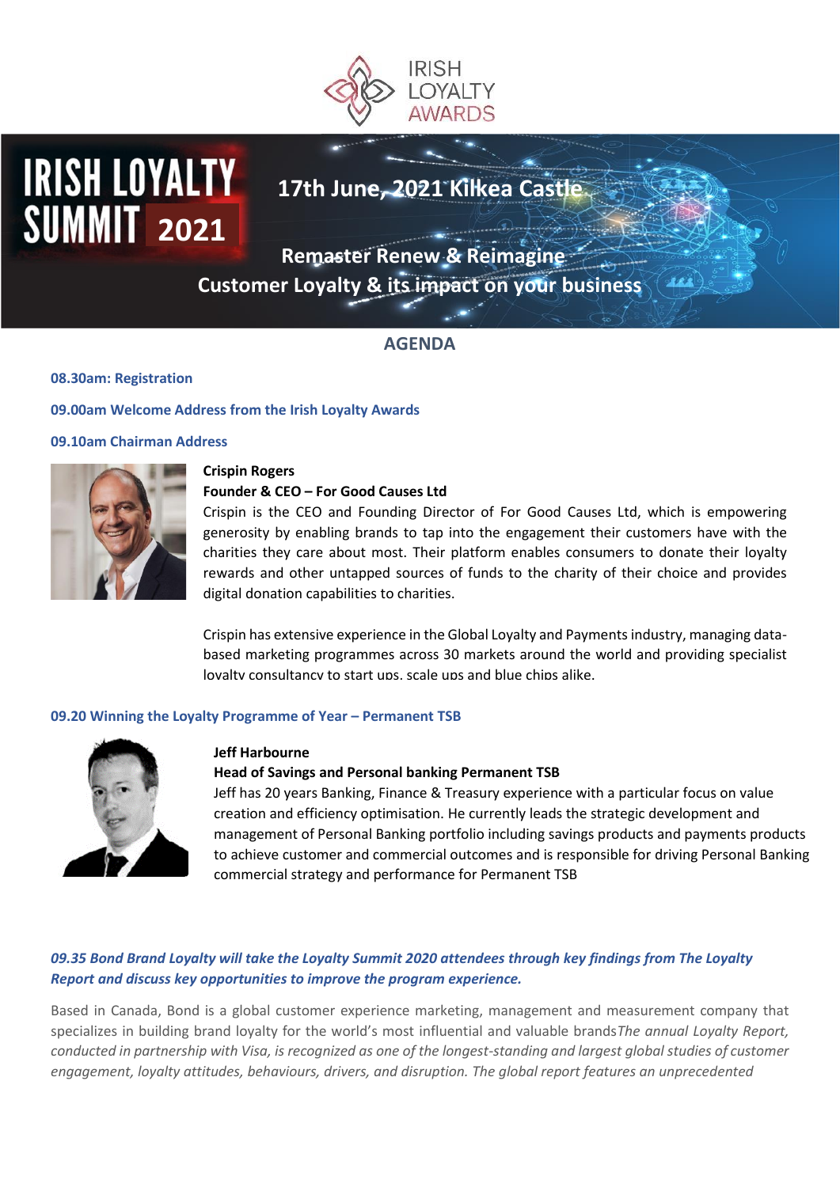IRISH LOYALTY AWARDS

# IRISH LOYALTY SUMMIT 2021

**17th June, 2021 Kilkea Castle**

**Remaster Renew & Reimagine**

**Customer Loyalty & its impact on your business**

## AGENDA

**08.30am: Registration**

**09.00am Welcome Address from the Irish Loyalty Awards**

**09.10am Chairman Address**

**Crispin Rogers**
**Founder & CEO – For Good Causes Ltd**

Crispin is the CEO and Founding Director of For Good Causes Ltd, which is empowering generosity by enabling brands to tap into the engagement their customers have with the charities they care about most. Their platform enables consumers to donate their loyalty rewards and other untapped sources of funds to the charity of their choice and provides digital donation capabilities to charities.

Crispin has extensive experience in the Global Loyalty and Payments industry, managing data-based marketing programmes across 30 markets around the world and providing specialist loyalty consultancy to start ups, scale ups and blue chips alike.

**09.20 Winning the Loyalty Programme of Year – Permanent TSB**

**Jeff Harbourne**
**Head of Savings and Personal banking Permanent TSB**

Jeff has 20 years Banking, Finance & Treasury experience with a particular focus on value creation and efficiency optimisation. He currently leads the strategic development and management of Personal Banking portfolio including savings products and payments products to achieve customer and commercial outcomes and is responsible for driving Personal Banking commercial strategy and performance for Permanent TSB

***09.35 Bond Brand Loyalty will take the Loyalty Summit 2020 attendees through key findings from The Loyalty Report and discuss key opportunities to improve the program experience.***

Based in Canada, Bond is a global customer experience marketing, management and measurement company that specializes in building brand loyalty for the world's most influential and valuable brands*The annual Loyalty Report, conducted in partnership with Visa, is recognized as one of the longest-standing and largest global studies of customer engagement, loyalty attitudes, behaviours, drivers, and disruption. The global report features an unprecedented*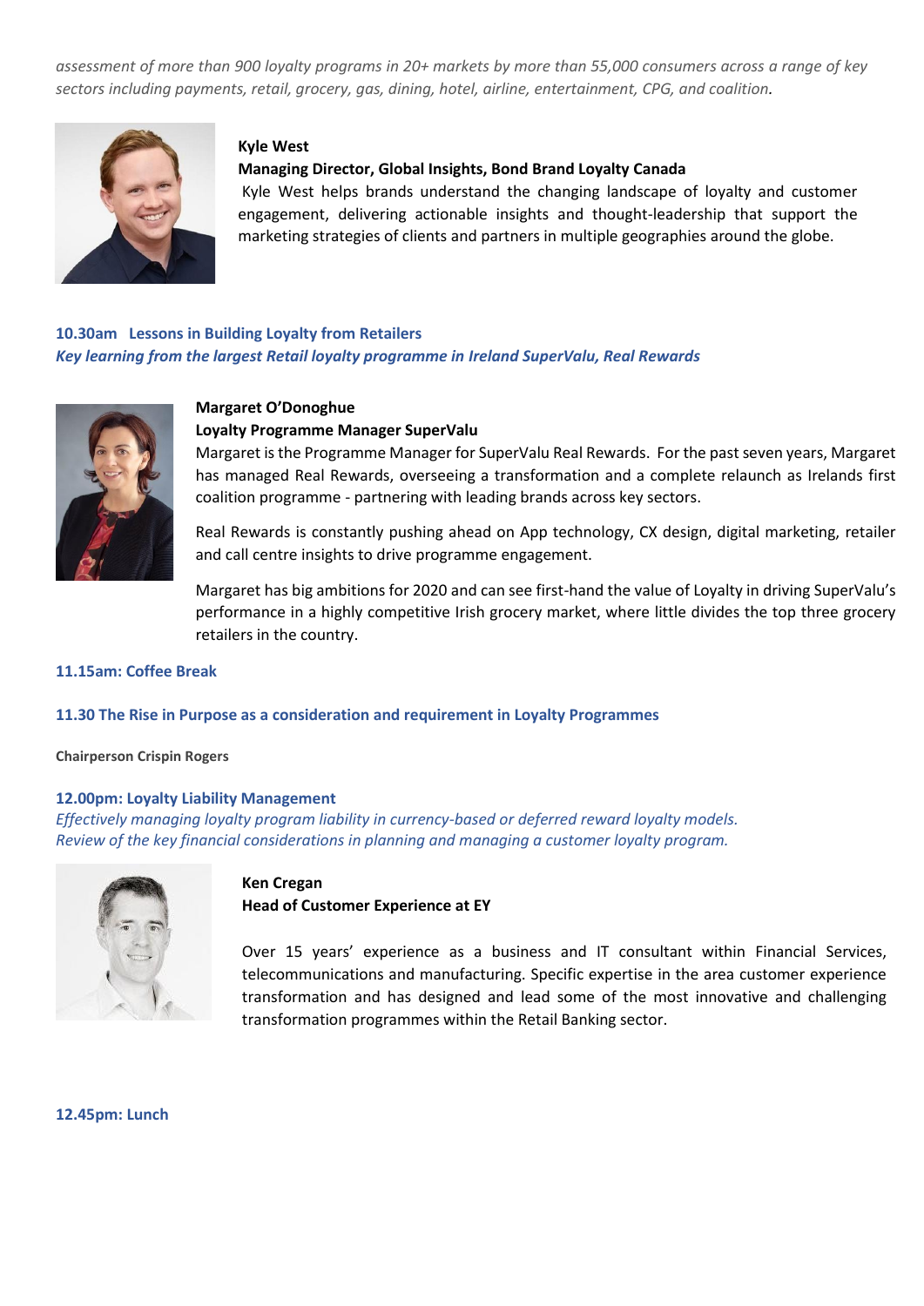*assessment of more than 900 loyalty programs in 20+ markets by more than 55,000 consumers across a range of key sectors including payments, retail, grocery, gas, dining, hotel, airline, entertainment, CPG, and coalition.*

**Kyle West**
**Managing Director, Global Insights, Bond Brand Loyalty Canada**
Kyle West helps brands understand the changing landscape of loyalty and customer engagement, delivering actionable insights and thought-leadership that support the marketing strategies of clients and partners in multiple geographies around the globe.

**10.30am Lessons in Building Loyalty from Retailers**
***Key learning from the largest Retail loyalty programme in Ireland SuperValu, Real Rewards***

**Margaret O'Donoghue**
**Loyalty Programme Manager SuperValu**
Margaret is the Programme Manager for SuperValu Real Rewards. For the past seven years, Margaret has managed Real Rewards, overseeing a transformation and a complete relaunch as Irelands first coalition programme - partnering with leading brands across key sectors.

Real Rewards is constantly pushing ahead on App technology, CX design, digital marketing, retailer and call centre insights to drive programme engagement.

Margaret has big ambitions for 2020 and can see first-hand the value of Loyalty in driving SuperValu's performance in a highly competitive Irish grocery market, where little divides the top three grocery retailers in the country.

**11.15am: Coffee Break**

**11.30 The Rise in Purpose as a consideration and requirement in Loyalty Programmes**

**Chairperson Crispin Rogers**

**12.00pm: Loyalty Liability Management**
*Effectively managing loyalty program liability in currency-based or deferred reward loyalty models.*
*Review of the key financial considerations in planning and managing a customer loyalty program.*

**Ken Cregan**
**Head of Customer Experience at EY**

Over 15 years' experience as a business and IT consultant within Financial Services, telecommunications and manufacturing. Specific expertise in the area customer experience transformation and has designed and lead some of the most innovative and challenging transformation programmes within the Retail Banking sector.

**12.45pm: Lunch**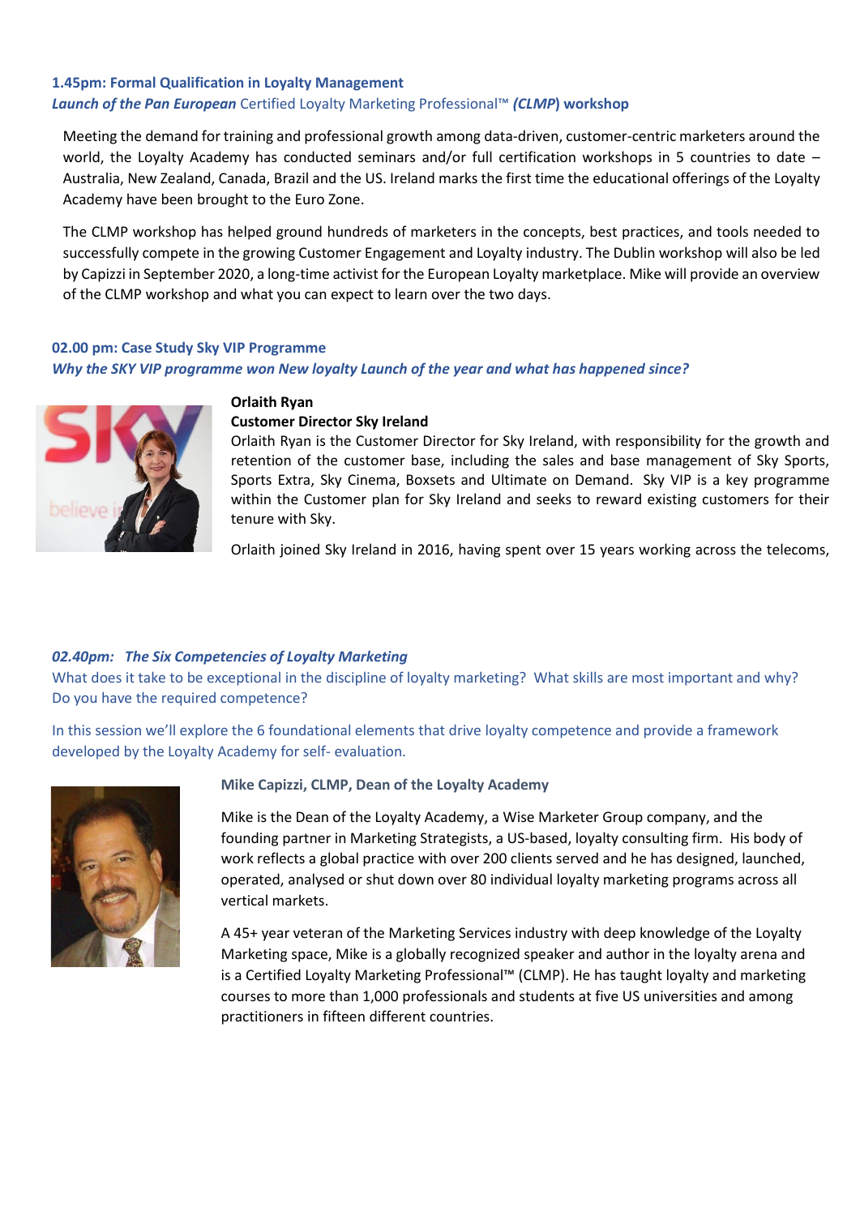**1.45pm: Formal Qualification in Loyalty Management**

***Launch of the Pan European*** Certified Loyalty Marketing Professional™ ***(CLMP)*** **workshop**

Meeting the demand for training and professional growth among data-driven, customer-centric marketers around the world, the Loyalty Academy has conducted seminars and/or full certification workshops in 5 countries to date – Australia, New Zealand, Canada, Brazil and the US. Ireland marks the first time the educational offerings of the Loyalty Academy have been brought to the Euro Zone.

The CLMP workshop has helped ground hundreds of marketers in the concepts, best practices, and tools needed to successfully compete in the growing Customer Engagement and Loyalty industry. The Dublin workshop will also be led by Capizzi in September 2020, a long-time activist for the European Loyalty marketplace. Mike will provide an overview of the CLMP workshop and what you can expect to learn over the two days.

**02.00 pm: Case Study Sky VIP Programme**

***Why the SKY VIP programme won New loyalty Launch of the year and what has happened since?***

**Orlaith Ryan**
**Customer Director Sky Ireland**

Orlaith Ryan is the Customer Director for Sky Ireland, with responsibility for the growth and retention of the customer base, including the sales and base management of Sky Sports, Sports Extra, Sky Cinema, Boxsets and Ultimate on Demand. Sky VIP is a key programme within the Customer plan for Sky Ireland and seeks to reward existing customers for their tenure with Sky.

Orlaith joined Sky Ireland in 2016, having spent over 15 years working across the telecoms,

***02.40pm: The Six Competencies of Loyalty Marketing***

What does it take to be exceptional in the discipline of loyalty marketing? What skills are most importand and why? Do you have the required competence?

In this session we'll explore the 6 foundational elements that drive loyalty competence and provide a framework developed by the Loyalty Academy for self- evaluation.

**Mike Capizzi, CLMP, Dean of the Loyalty Academy**

Mike is the Dean of the Loyalty Academy, a Wise Marketer Group company, and the founding partner in Marketing Strategists, a US-based, loyalty consulting firm. His body of work reflects a global practice with over 200 clients served and he has designed, launched, operated, analysed or shut down over 80 individual loyalty marketing programs across all vertical markets.

A 45+ year veteran of the Marketing Services industry with deep knowledge of the Loyalty Marketing space, Mike is a globally recognized speaker and author in the loyalty arena and is a Certified Loyalty Marketing Professional™ (CLMP). He has taught loyalty and marketing courses to more than 1,000 professionals and students at five US universities and among practitioners in fifteen different countries.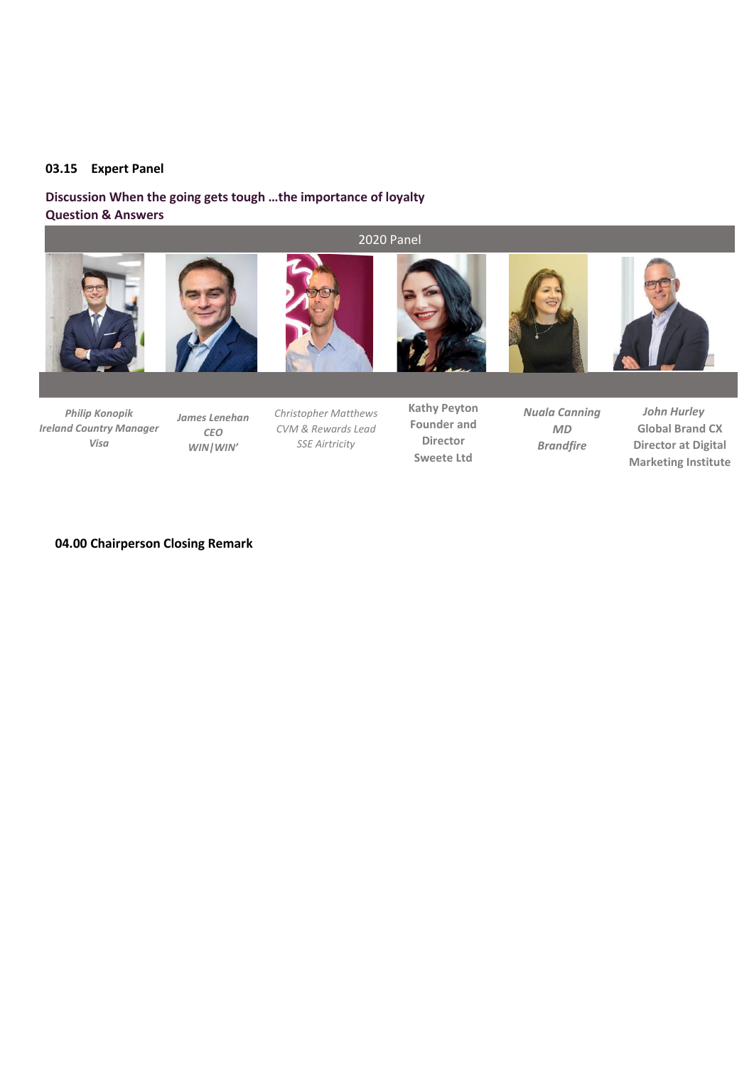**03.15 Expert Panel**

**Discussion When the going gets tough …the importance of loyalty**
**Question & Answers**

2020 Panel

| | | | | | |
|---|---|---|---|---|---|
| ***Philip Konopik*** *Ireland Country Manager* *Visa* | ***James Lenehan*** *CEO* *WIN\|WIN'* | *Christopher Matthews* *CVM & Rewards Lead* *SSE Airtricity* | **Kathy Peyton Founder and Director Sweete Ltd** | ***Nuala Canning*** *MD* *Brandfire* | ***John Hurley*** **Global Brand CX Director at Digital Marketing Institute** |

**04.00 Chairperson Closing Remark**